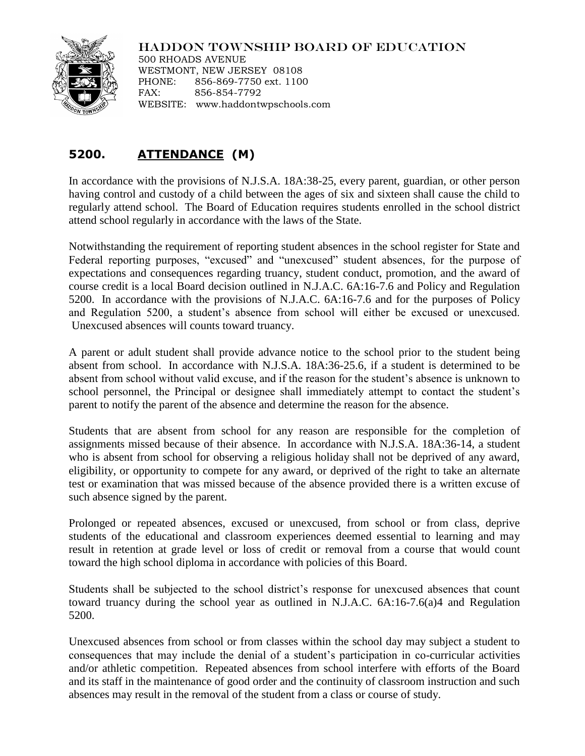HADDON TOWNSHIP BOARD OF EDUCATION
500 RHOADS AVENUE
WESTMONT, NEW JERSEY 08108
PHONE: 856-869-7750 ext. 1100
FAX: 856-854-7792
WEBSITE: www.haddontwpschools.com

## 5200. <u>ATTENDANCE</u> (M)

In accordance with the provisions of N.J.S.A. 18A:38-25, every parent, guardian, or other person having control and custody of a child between the ages of six and sixteen shall cause the child to regularly attend school. The Board of Education requires students enrolled in the school district attend school regularly in accordance with the laws of the State.

Notwithstanding the requirement of reporting student absences in the school register for State and Federal reporting purposes, "excused" and "unexcused" student absences, for the purpose of expectations and consequences regarding truancy, student conduct, promotion, and the award of course credit is a local Board decision outlined in N.J.A.C. 6A:16-7.6 and Policy and Regulation 5200. In accordance with the provisions of N.J.A.C. 6A:16-7.6 and for the purposes of Policy and Regulation 5200, a student's absence from school will either be excused or unexcused. Unexcused absences will counts toward truancy.

A parent or adult student shall provide advance notice to the school prior to the student being absent from school. In accordance with N.J.S.A. 18A:36-25.6, if a student is determined to be absent from school without valid excuse, and if the reason for the student's absence is unknown to school personnel, the Principal or designee shall immediately attempt to contact the student's parent to notify the parent of the absence and determine the reason for the absence.

Students that are absent from school for any reason are responsible for the completion of assignments missed because of their absence. In accordance with N.J.S.A. 18A:36-14, a student who is absent from school for observing a religious holiday shall not be deprived of any award, eligibility, or opportunity to compete for any award, or deprived of the right to take an alternate test or examination that was missed because of the absence provided there is a written excuse of such absence signed by the parent.

Prolonged or repeated absences, excused or unexcused, from school or from class, deprive students of the educational and classroom experiences deemed essential to learning and may result in retention at grade level or loss of credit or removal from a course that would count toward the high school diploma in accordance with policies of this Board.

Students shall be subjected to the school district's response for unexcused absences that count toward truancy during the school year as outlined in N.J.A.C. 6A:16-7.6(a)4 and Regulation 5200.

Unexcused absences from school or from classes within the school day may subject a student to consequences that may include the denial of a student's participation in co-curricular activities and/or athletic competition. Repeated absences from school interfere with efforts of the Board and its staff in the maintenance of good order and the continuity of classroom instruction and such absences may result in the removal of the student from a class or course of study.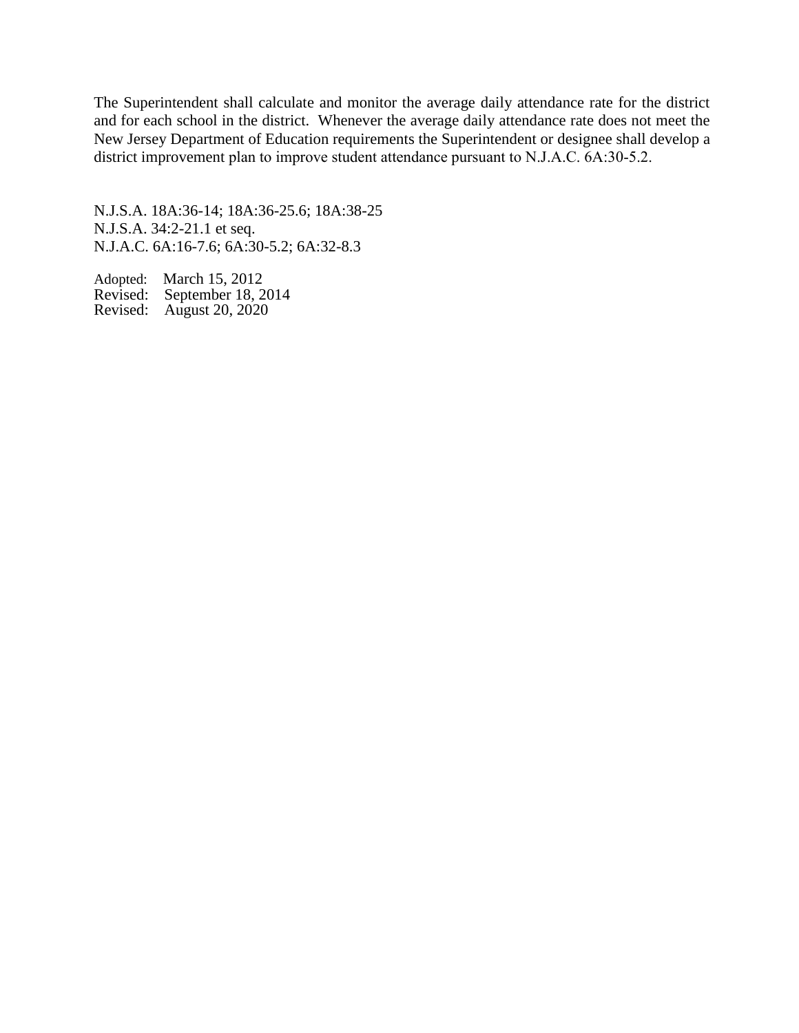The Superintendent shall calculate and monitor the average daily attendance rate for the district and for each school in the district. Whenever the average daily attendance rate does not meet the New Jersey Department of Education requirements the Superintendent or designee shall develop a district improvement plan to improve student attendance pursuant to N.J.A.C. 6A:30-5.2.

N.J.S.A. 18A:36-14; 18A:36-25.6; 18A:38-25
N.J.S.A. 34:2-21.1 et seq.
N.J.A.C. 6A:16-7.6; 6A:30-5.2; 6A:32-8.3

Adopted: March 15, 2012
Revised: September 18, 2014
Revised: August 20, 2020